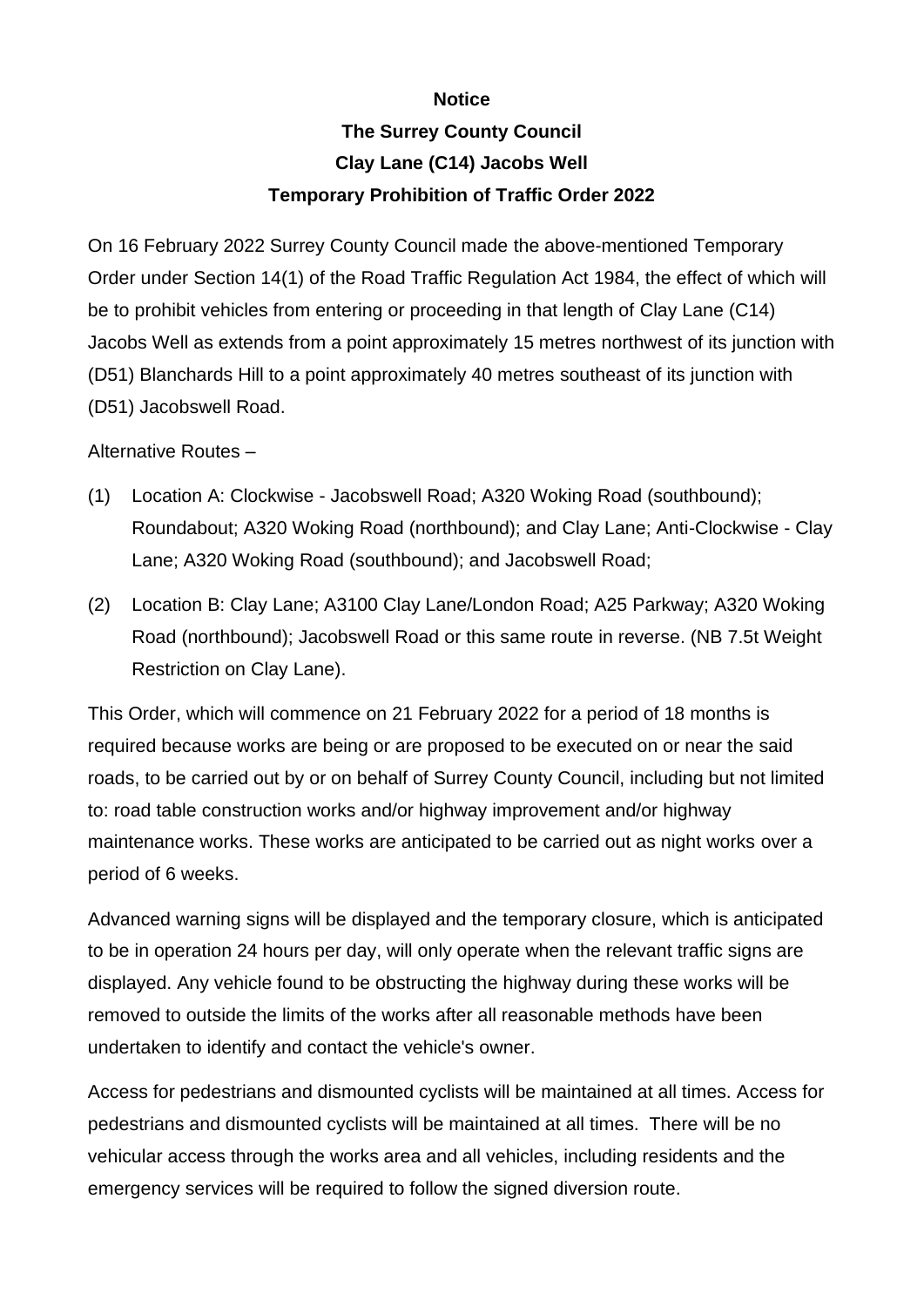**Notice**

**The Surrey County Council**

**Clay Lane (C14) Jacobs Well**

**Temporary Prohibition of Traffic Order 2022**

On 16 February 2022 Surrey County Council made the above-mentioned Temporary Order under Section 14(1) of the Road Traffic Regulation Act 1984, the effect of which will be to prohibit vehicles from entering or proceeding in that length of Clay Lane (C14) Jacobs Well as extends from a point approximately 15 metres northwest of its junction with (D51) Blanchards Hill to a point approximately 40 metres southeast of its junction with (D51) Jacobswell Road.

Alternative Routes –

(1) Location A: Clockwise - Jacobswell Road; A320 Woking Road (southbound); Roundabout; A320 Woking Road (northbound); and Clay Lane; Anti-Clockwise - Clay Lane; A320 Woking Road (southbound); and Jacobswell Road;

(2) Location B: Clay Lane; A3100 Clay Lane/London Road; A25 Parkway; A320 Woking Road (northbound); Jacobswell Road or this same route in reverse. (NB 7.5t Weight Restriction on Clay Lane).

This Order, which will commence on 21 February 2022 for a period of 18 months is required because works are being or are proposed to be executed on or near the said roads, to be carried out by or on behalf of Surrey County Council, including but not limited to: road table construction works and/or highway improvement and/or highway maintenance works. These works are anticipated to be carried out as night works over a period of 6 weeks.

Advanced warning signs will be displayed and the temporary closure, which is anticipated to be in operation 24 hours per day, will only operate when the relevant traffic signs are displayed. Any vehicle found to be obstructing the highway during these works will be removed to outside the limits of the works after all reasonable methods have been undertaken to identify and contact the vehicle's owner.

Access for pedestrians and dismounted cyclists will be maintained at all times. Access for pedestrians and dismounted cyclists will be maintained at all times. There will be no vehicular access through the works area and all vehicles, including residents and the emergency services will be required to follow the signed diversion route.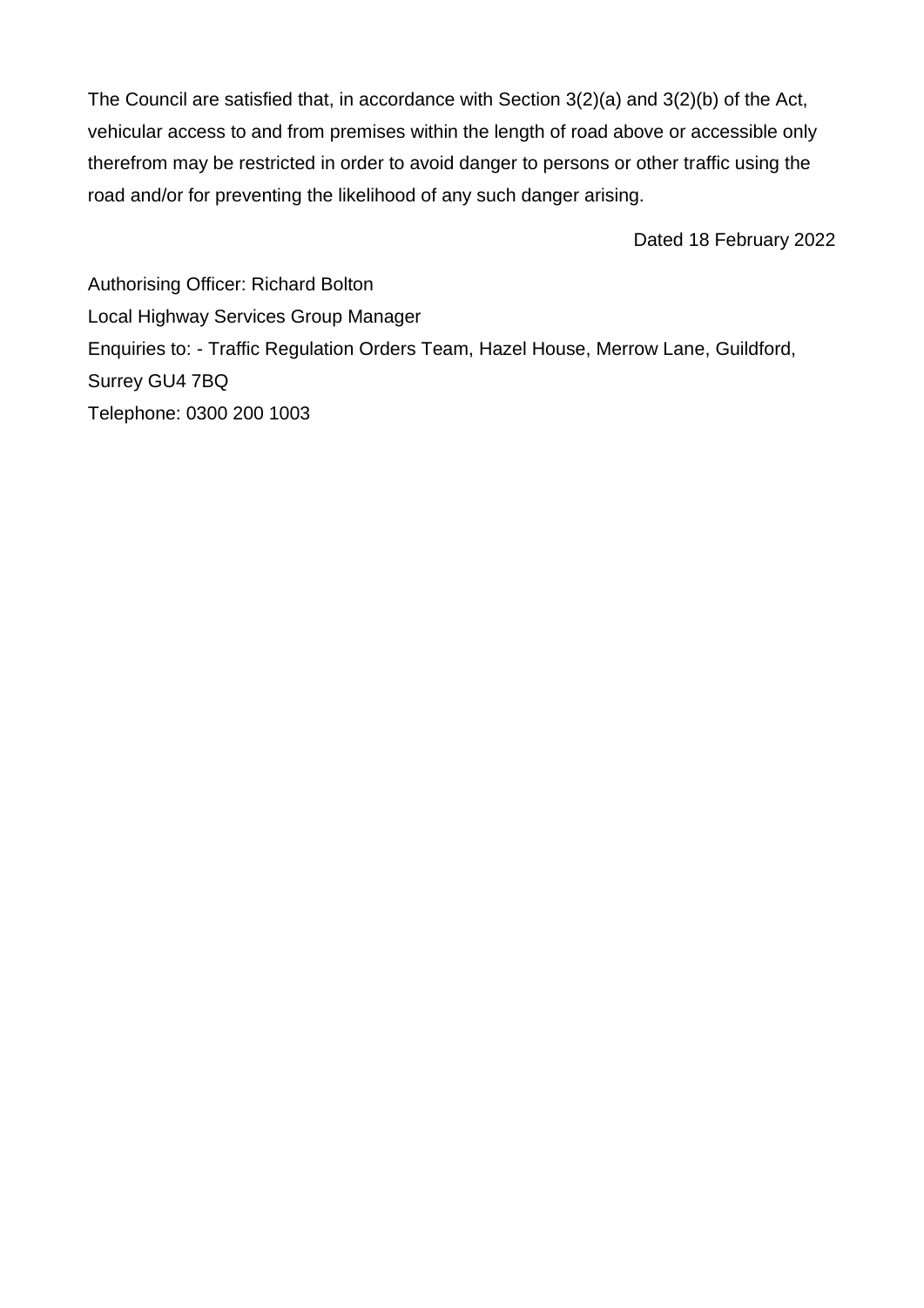The Council are satisfied that, in accordance with Section 3(2)(a) and 3(2)(b) of the Act, vehicular access to and from premises within the length of road above or accessible only therefrom may be restricted in order to avoid danger to persons or other traffic using the road and/or for preventing the likelihood of any such danger arising.

Dated 18 February 2022

Authorising Officer: Richard Bolton
Local Highway Services Group Manager
Enquiries to: - Traffic Regulation Orders Team, Hazel House, Merrow Lane, Guildford, Surrey GU4 7BQ
Telephone: 0300 200 1003